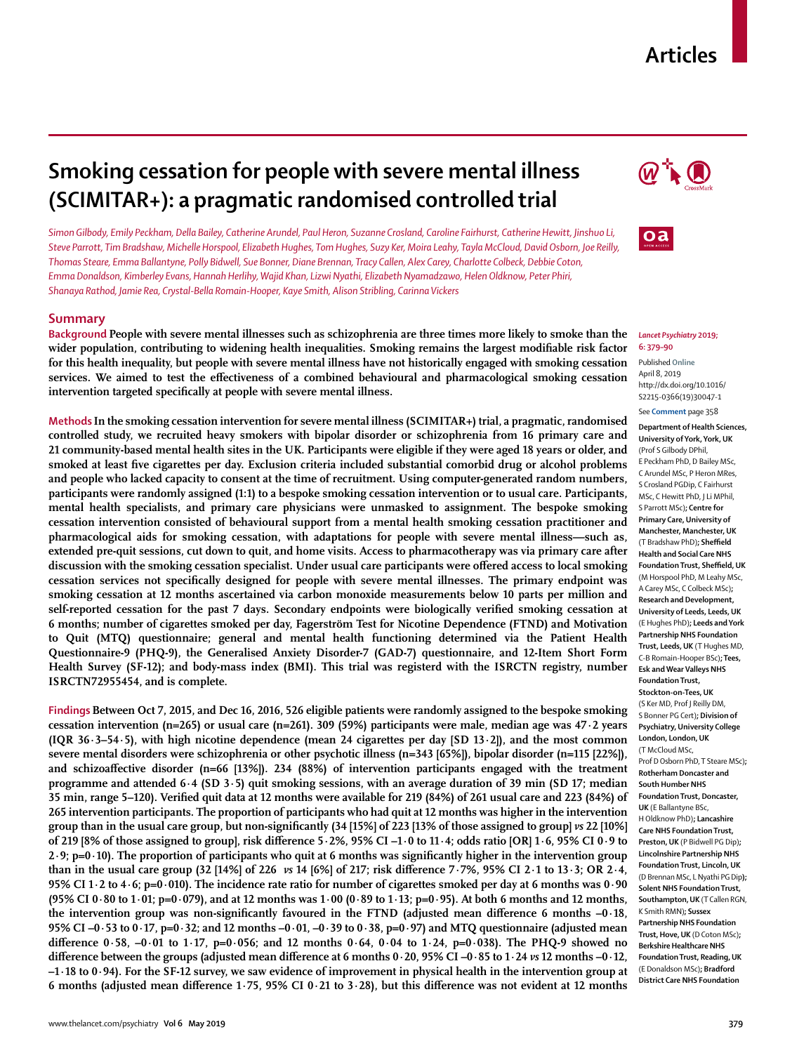# Smoking cessation for people with severe mental illness (SCIMITAR+): a pragmatic randomised controlled trial

*Simon Gilbody, Emily Peckham, Della Bailey, Catherine Arundel, Paul Heron, Suzanne Crosland, Caroline Fairhurst, Catherine Hewitt, Jinshuo Li, Steve Parrott, Tim Bradshaw, Michelle Horspool, Elizabeth Hughes, Tom Hughes, Suzy Ker, Moira Leahy, Tayla McCloud, David Osborn, Joe Reilly, Thomas Steare, Emma Ballantyne, Polly Bidwell, Sue Bonner, Diane Brennan, Tracy Callen, Alex Carey, Charlotte Colbeck, Debbie Coton, Emma Donaldson, Kimberley Evans, Hannah Herlihy, Wajid Khan, Lizwi Nyathi, Elizabeth Nyamadzawo, Helen Oldknow, Peter Phiri, Shanaya Rathod, Jamie Rea, Crystal-Bella Romain-Hooper, Kaye Smith, Alison Stribling, Carinna Vickers*

## Summary

**Background** People with severe mental illnesses such as schizophrenia are three times more likely to smoke than the wider population, contributing to widening health inequalities. Smoking remains the largest modifiable risk factor for this health inequality, but people with severe mental illness have not historically engaged with smoking cessation services. We aimed to test the effectiveness of a combined behavioural and pharmacological smoking cessation intervention targeted specifically at people with severe mental illness.

**Methods** In the smoking cessation intervention for severe mental illness (SCIMITAR+) trial, a pragmatic, randomised controlled study, we recruited heavy smokers with bipolar disorder or schizophrenia from 16 primary care and 21 community-based mental health sites in the UK. Participants were eligible if they were aged 18 years or older, and smoked at least five cigarettes per day. Exclusion criteria included substantial comorbid drug or alcohol problems and people who lacked capacity to consent at the time of recruitment. Using computer-generated random numbers, participants were randomly assigned (1:1) to a bespoke smoking cessation intervention or to usual care. Participants, mental health specialists, and primary care physicians were unmasked to assignment. The bespoke smoking cessation intervention consisted of behavioural support from a mental health smoking cessation practitioner and pharmacological aids for smoking cessation, with adaptations for people with severe mental illness—such as, extended pre-quit sessions, cut down to quit, and home visits. Access to pharmacotherapy was via primary care after discussion with the smoking cessation specialist. Under usual care participants were offered access to local smoking cessation services not specifically designed for people with severe mental illnesses. The primary endpoint was smoking cessation at 12 months ascertained via carbon monoxide measurements below 10 parts per million and self-reported cessation for the past 7 days. Secondary endpoints were biologically verified smoking cessation at 6 months; number of cigarettes smoked per day, Fagerström Test for Nicotine Dependence (FTND) and Motivation to Quit (MTQ) questionnaire; general and mental health functioning determined via the Patient Health Questionnaire-9 (PHQ-9), the Generalised Anxiety Disorder-7 (GAD-7) questionnaire, and 12-Item Short Form Health Survey (SF-12); and body-mass index (BMI). This trial was registerd with the ISRCTN registry, number ISRCTN72955454, and is complete.

**Findings** Between Oct 7, 2015, and Dec 16, 2016, 526 eligible patients were randomly assigned to the bespoke smoking cessation intervention (n=265) or usual care (n=261). 309 (59%) participants were male, median age was 47·2 years (IQR 36·3–54·5), with high nicotine dependence (mean 24 cigarettes per day [SD 13·2]), and the most common severe mental disorders were schizophrenia or other psychotic illness (n=343 [65%]), bipolar disorder (n=115 [22%]), and schizoaffective disorder (n=66 [13%]). 234 (88%) of intervention participants engaged with the treatment programme and attended 6·4 (SD 3·5) quit smoking sessions, with an average duration of 39 min (SD 17; median 35 min, range 5–120). Verified quit data at 12 months were available for 219 (84%) of 261 usual care and 223 (84%) of 265 intervention participants. The proportion of participants who had quit at 12 months was higher in the intervention group than in the usual care group, but non-significantly (34 [15%] of 223 [13% of those assigned to group] *vs* 22 [10%] of 219 [8% of those assigned to group], risk difference 5·2%, 95% CI –1·0 to 11·4; odds ratio [OR] 1·6, 95% CI 0·9 to 2·9; p=0·10). The proportion of participants who quit at 6 months was significantly higher in the intervention group than in the usual care group (32 [14%] of 226 *vs* 14 [6%] of 217; risk difference 7·7%, 95% CI 2·1 to 13·3; OR 2·4, 95% CI 1·2 to 4·6; p=0·010). The incidence rate ratio for number of cigarettes smoked per day at 6 months was 0·90 (95% CI 0·80 to 1·01; p=0·079), and at 12 months was 1·00 (0·89 to 1·13; p=0·95). At both 6 months and 12 months, the intervention group was non-significantly favoured in the FTND (adjusted mean difference 6 months –0·18, 95% CI –0·53 to 0·17, p=0·32; and 12 months –0·01, –0·39 to 0·38, p=0·97) and MTQ questionnaire (adjusted mean difference 0·58, –0·01 to 1·17, p=0·056; and 12 months 0·64, 0·04 to 1·24, p=0·038). The PHQ-9 showed no difference between the groups (adjusted mean difference at 6 months 0·20, 95% CI –0·85 to 1·24 *vs* 12 months –0·12, –1·18 to 0·94). For the SF-12 survey, we saw evidence of improvement in physical health in the intervention group at 6 months (adjusted mean difference 1·75, 95% CI 0·21 to 3·28), but this difference was not evident at 12 months

*Lancet Psychiatry* 2019; 6: 379–90

Published Online April 8, 2019 http://dx.doi.org/10.1016/S2215-0366(19)30047-1

See Comment page 358

**Department of Health Sciences, University of York, York, UK** (Prof S Gilbody DPhil, E Peckham PhD, D Bailey MSc, C Arundel MSc, P Heron MRes, S Crosland PGDip, C Fairhurst MSc, C Hewitt PhD, J Li MPhil, S Parrott MSc); **Centre for Primary Care, University of Manchester, Manchester, UK** (T Bradshaw PhD); **Sheffield Health and Social Care NHS Foundation Trust, Sheffield, UK** (M Horspool PhD, M Leahy MSc, A Carey MSc, C Colbeck MSc); **Research and Development, University of Leeds, Leeds, UK** (E Hughes PhD); **Leeds and York Partnership NHS Foundation Trust, Leeds, UK** (T Hughes MD, C-B Romain-Hooper BSc); **Tees, Esk and Wear Valleys NHS Foundation Trust, Stockton-on-Tees, UK** (S Ker MD, Prof J Reilly DM, S Bonner PG Cert); **Division of Psychiatry, University College London, London, UK** (T McCloud MSc, Prof D Osborn PhD, T Steare MSc); **Rotherham Doncaster and South Humber NHS Foundation Trust, Doncaster, UK** (E Ballantyne BSc, H Oldknow PhD); **Lancashire Care NHS Foundation Trust, Preston, UK** (P Bidwell PG Dip); **Lincolnshire Partnership NHS Foundation Trust, Lincoln, UK** (D Brennan MSc, L Nyathi PG Dip); **Solent NHS Foundation Trust, Southampton, UK** (T Callen RGN, K Smith RMN); **Sussex Partnership NHS Foundation Trust, Hove, UK** (D Coton MSc); **Berkshire Healthcare NHS Foundation Trust, Reading, UK** (E Donaldson MSc); **Bradford District Care NHS Foundation**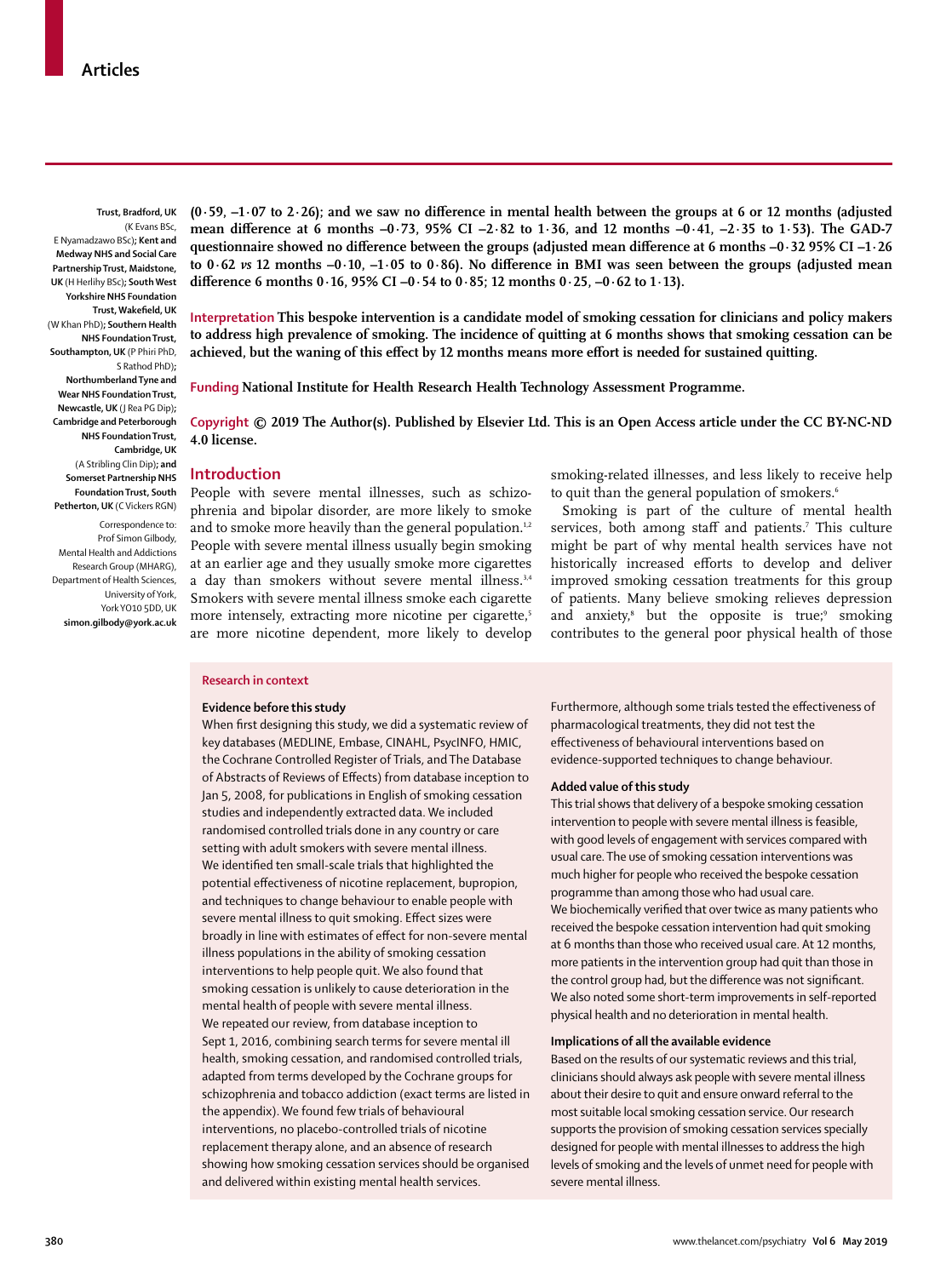Trust, Bradford, UK (K Evans BSc, E Nyamadzawo BSc); Kent and Medway NHS and Social Care Partnership Trust, Maidstone, UK (H Herlihy BSc); South West Yorkshire NHS Foundation Trust, Wakefield, UK (W Khan PhD); Southern Health NHS Foundation Trust, Southampton, UK (P Phiri PhD, S Rathod PhD); Northumberland Tyne and Wear NHS Foundation Trust, Newcastle, UK (J Rea PG Dip); Cambridge and Peterborough NHS Foundation Trust, Cambridge, UK (A Stribling Clin Dip); and Somerset Partnership NHS Foundation Trust, South Petherton, UK (C Vickers RGN)

Correspondence to: Prof Simon Gilbody, Mental Health and Addictions Research Group (MHARG), Department of Health Sciences, University of York, York YO10 5DD, UK **simon.gilbody@york.ac.uk**

**(0·59, –1·07 to 2·26); and we saw no difference in mental health between the groups at 6 or 12 months (adjusted mean difference at 6 months –0·73, 95% CI –2·82 to 1·36, and 12 months –0·41, –2·35 to 1·53). The GAD-7 questionnaire showed no difference between the groups (adjusted mean difference at 6 months –0·32 95% CI –1·26 to 0·62 *vs* 12 months –0·10, –1·05 to 0·86). No difference in BMI was seen between the groups (adjusted mean difference 6 months 0·16, 95% CI –0·54 to 0·85; 12 months 0·25, –0·62 to 1·13).**

**Interpretation This bespoke intervention is a candidate model of smoking cessation for clinicians and policy makers to address high prevalence of smoking. The incidence of quitting at 6 months shows that smoking cessation can be achieved, but the waning of this effect by 12 months means more effort is needed for sustained quitting.**

**Funding National Institute for Health Research Health Technology Assessment Programme.**

**Copyright © 2019 The Author(s). Published by Elsevier Ltd. This is an Open Access article under the CC BY-NC-ND 4.0 license.**

## Introduction

People with severe mental illnesses, such as schizophrenia and bipolar disorder, are more likely to smoke and to smoke more heavily than the general population.[1,2] People with severe mental illness usually begin smoking at an earlier age and they usually smoke more cigarettes a day than smokers without severe mental illness.[3,4] Smokers with severe mental illness smoke each cigarette more intensely, extracting more nicotine per cigarette,[5] are more nicotine dependent, more likely to develop smoking-related illnesses, and less likely to receive help to quit than the general population of smokers.[6]

Smoking is part of the culture of mental health services, both among staff and patients.[7] This culture might be part of why mental health services have not historically increased efforts to develop and deliver improved smoking cessation treatments for this group of patients. Many believe smoking relieves depression and anxiety,[8] but the opposite is true;[9] smoking contributes to the general poor physical health of those

### Research in context

**Evidence before this study**

When first designing this study, we did a systematic review of key databases (MEDLINE, Embase, CINAHL, PsycINFO, HMIC, the Cochrane Controlled Register of Trials, and The Database of Abstracts of Reviews of Effects) from database inception to Jan 5, 2008, for publications in English of smoking cessation studies and independently extracted data. We included randomised controlled trials done in any country or care setting with adult smokers with severe mental illness. We identified ten small-scale trials that highlighted the potential effectiveness of nicotine replacement, bupropion, and techniques to change behaviour to enable people with severe mental illness to quit smoking. Effect sizes were broadly in line with estimates of effect for non-severe mental illness populations in the ability of smoking cessation interventions to help people quit. We also found that smoking cessation is unlikely to cause deterioration in the mental health of people with severe mental illness. We repeated our review, from database inception to Sept 1, 2016, combining search terms for severe mental ill health, smoking cessation, and randomised controlled trials, adapted from terms developed by the Cochrane groups for schizophrenia and tobacco addiction (exact terms are listed in the appendix). We found few trials of behavioural interventions, no placebo-controlled trials of nicotine replacement therapy alone, and an absence of research showing how smoking cessation services should be organised and delivered within existing mental health services. Furthermore, although some trials tested the effectiveness of pharmacological treatments, they did not test the effectiveness of behavioural interventions based on evidence-supported techniques to change behaviour.

**Added value of this study**

This trial shows that delivery of a bespoke smoking cessation intervention to people with severe mental illness is feasible, with good levels of engagement with services compared with usual care. The use of smoking cessation interventions was much higher for people who received the bespoke cessation programme than among those who had usual care. We biochemically verified that over twice as many patients who received the bespoke cessation intervention had quit smoking at 6 months than those who received usual care. At 12 months, more patients in the intervention group had quit than those in the control group had, but the difference was not significant. We also noted some short-term improvements in self-reported physical health and no deterioration in mental health.

**Implications of all the available evidence**

Based on the results of our systematic reviews and this trial, clinicians should always ask people with severe mental illness about their desire to quit and ensure onward referral to the most suitable local smoking cessation service. Our research supports the provision of smoking cessation services specially designed for people with mental illnesses to address the high levels of smoking and the levels of unmet need for people with severe mental illness.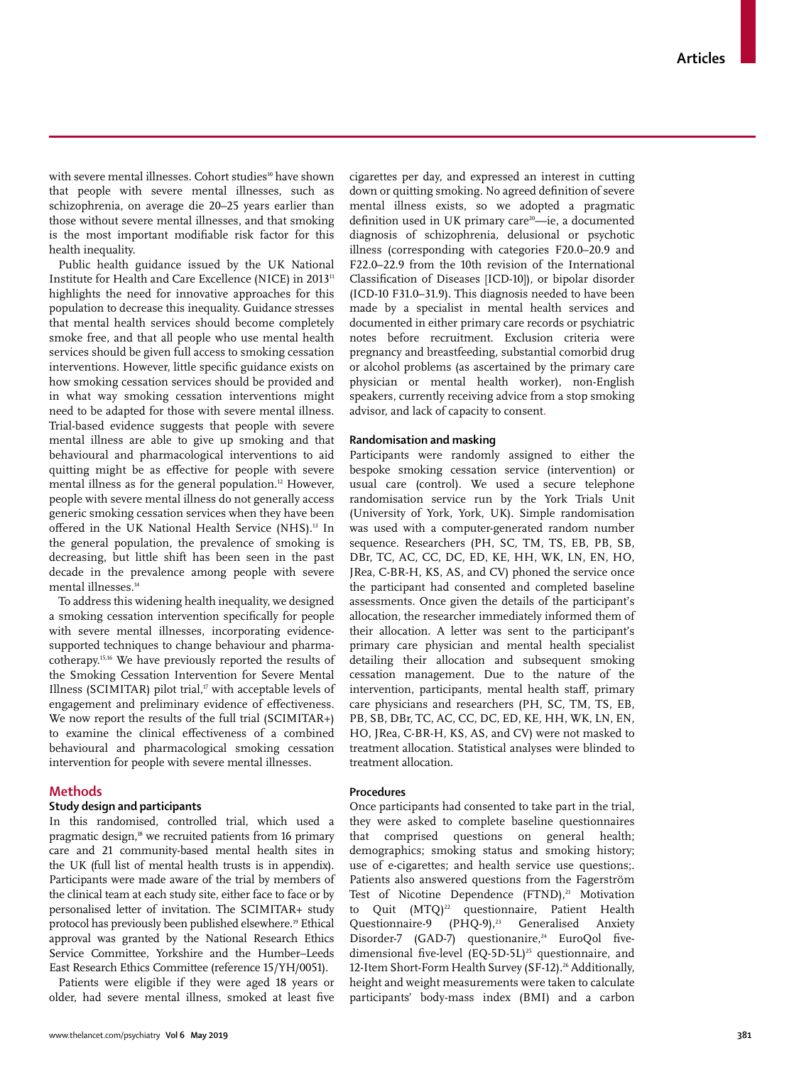with severe mental illnesses. Cohort studies[10] have shown that people with severe mental illnesses, such as schizophrenia, on average die 20–25 years earlier than those without severe mental illnesses, and that smoking is the most important modifiable risk factor for this health inequality.

Public health guidance issued by the UK National Institute for Health and Care Excellence (NICE) in 2013[11] highlights the need for innovative approaches for this population to decrease this inequality. Guidance stresses that mental health services should become completely smoke free, and that all people who use mental health services should be given full access to smoking cessation interventions. However, little specific guidance exists on how smoking cessation services should be provided and in what way smoking cessation interventions might need to be adapted for those with severe mental illness. Trial-based evidence suggests that people with severe mental illness are able to give up smoking and that behavioural and pharmacological interventions to aid quitting might be as effective for people with severe mental illness as for the general population.[12] However, people with severe mental illness do not generally access generic smoking cessation services when they have been offered in the UK National Health Service (NHS).[13] In the general population, the prevalence of smoking is decreasing, but little shift has been seen in the past decade in the prevalence among people with severe mental illnesses.[14]

To address this widening health inequality, we designed a smoking cessation intervention specifically for people with severe mental illnesses, incorporating evidence-supported techniques to change behaviour and pharmacotherapy.[15,16] We have previously reported the results of the Smoking Cessation Intervention for Severe Mental Illness (SCIMITAR) pilot trial,[17] with acceptable levels of engagement and preliminary evidence of effectiveness. We now report the results of the full trial (SCIMITAR+) to examine the clinical effectiveness of a combined behavioural and pharmacological smoking cessation intervention for people with severe mental illnesses.

## Methods

### Study design and participants

In this randomised, controlled trial, which used a pragmatic design,[18] we recruited patients from 16 primary care and 21 community-based mental health sites in the UK (full list of mental health trusts is in appendix). Participants were made aware of the trial by members of the clinical team at each study site, either face to face or by personalised letter of invitation. The SCIMITAR+ study protocol has previously been published elsewhere.[19] Ethical approval was granted by the National Research Ethics Service Committee, Yorkshire and the Humber–Leeds East Research Ethics Committee (reference 15/YH/0051).

Patients were eligible if they were aged 18 years or older, had severe mental illness, smoked at least five cigarettes per day, and expressed an interest in cutting down or quitting smoking. No agreed definition of severe mental illness exists, so we adopted a pragmatic definition used in UK primary care[20]—ie, a documented diagnosis of schizophrenia, delusional or psychotic illness (corresponding with categories F20.0–20.9 and F22.0–22.9 from the 10th revision of the International Classification of Diseases [ICD-10]), or bipolar disorder (ICD-10 F31.0–31.9). This diagnosis needed to have been made by a specialist in mental health services and documented in either primary care records or psychiatric notes before recruitment. Exclusion criteria were pregnancy and breastfeeding, substantial comorbid drug or alcohol problems (as ascertained by the primary care physician or mental health worker), non-English speakers, currently receiving advice from a stop smoking advisor, and lack of capacity to consent.

### Randomisation and masking

Participants were randomly assigned to either the bespoke smoking cessation service (intervention) or usual care (control). We used a secure telephone randomisation service run by the York Trials Unit (University of York, York, UK). Simple randomisation was used with a computer-generated random number sequence. Researchers (PH, SC, TM, TS, EB, PB, SB, DBr, TC, AC, CC, DC, ED, KE, HH, WK, LN, EN, HO, JRea, C-BR-H, KS, AS, and CV) phoned the service once the participant had consented and completed baseline assessments. Once given the details of the participant's allocation, the researcher immediately informed them of their allocation. A letter was sent to the participant's primary care physician and mental health specialist detailing their allocation and subsequent smoking cessation management. Due to the nature of the intervention, participants, mental health staff, primary care physicians and researchers (PH, SC, TM, TS, EB, PB, SB, DBr, TC, AC, CC, DC, ED, KE, HH, WK, LN, EN, HO, JRea, C-BR-H, KS, AS, and CV) were not masked to treatment allocation. Statistical analyses were blinded to treatment allocation.

### Procedures

Once participants had consented to take part in the trial, they were asked to complete baseline questionnaires that comprised questions on general health; demographics; smoking status and smoking history; use of e-cigarettes; and health service use questions;. Patients also answered questions from the Fagerström Test of Nicotine Dependence (FTND),[21] Motivation to Quit (MTQ)[22] questionnaire, Patient Health Questionnaire-9 (PHQ-9),[23] Generalised Anxiety Disorder-7 (GAD-7) questionanire,[24] EuroQol five-dimensional five-level (EQ-5D-5L)[25] questionnaire, and 12-Item Short-Form Health Survey (SF-12).[26] Additionally, height and weight measurements were taken to calculate participants' body-mass index (BMI) and a carbon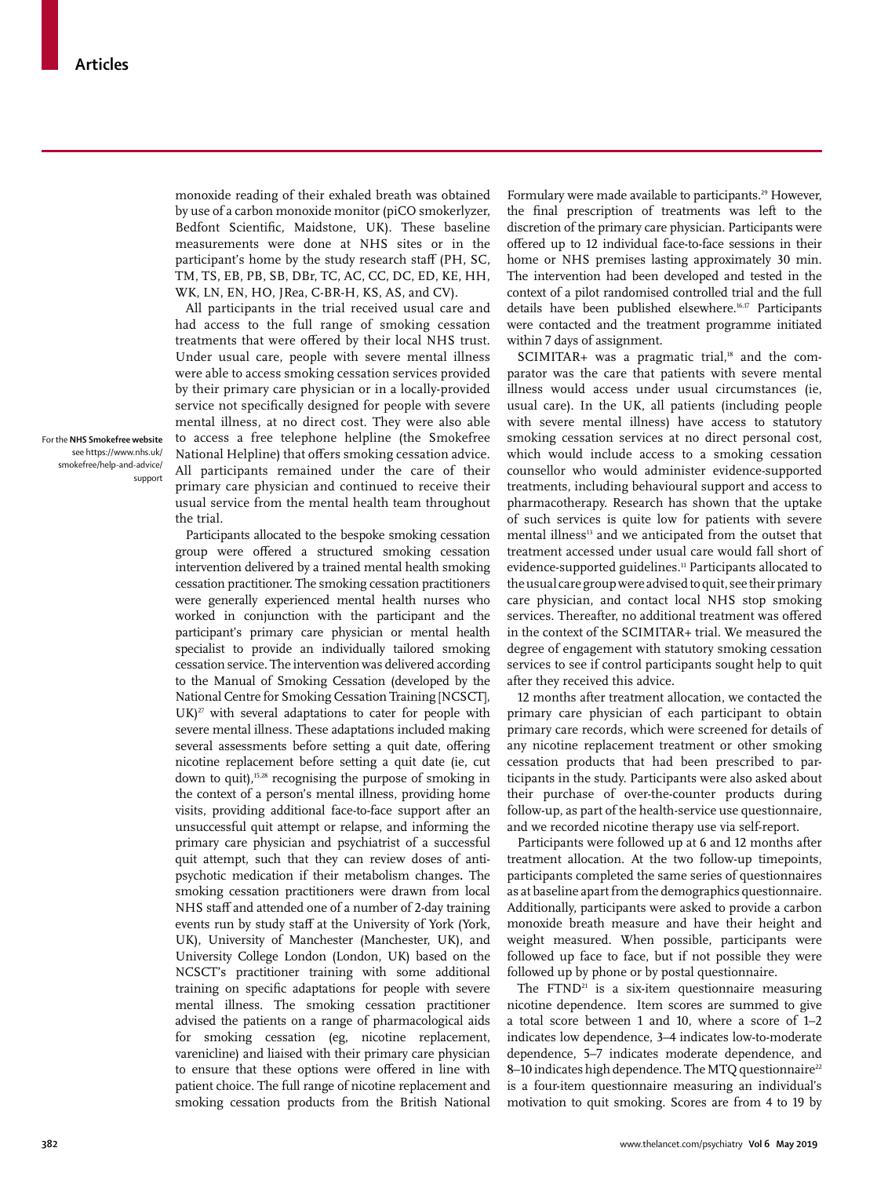monoxide reading of their exhaled breath was obtained by use of a carbon monoxide monitor (piCO smokerlyzer, Bedfont Scientific, Maidstone, UK). These baseline measurements were done at NHS sites or in the participant's home by the study research staff (PH, SC, TM, TS, EB, PB, SB, DBr, TC, AC, CC, DC, ED, KE, HH, WK, LN, EN, HO, JRea, C-BR-H, KS, AS, and CV).

All participants in the trial received usual care and had access to the full range of smoking cessation treatments that were offered by their local NHS trust. Under usual care, people with severe mental illness were able to access smoking cessation services provided by their primary care physician or in a locally-provided service not specifically designed for people with severe mental illness, at no direct cost. They were also able to access a free telephone helpline (the Smokefree National Helpline) that offers smoking cessation advice. All participants remained under the care of their primary care physician and continued to receive their usual service from the mental health team throughout the trial.

For the **NHS Smokefree website** see https://www.nhs.uk/smokefree/help-and-advice/support

Participants allocated to the bespoke smoking cessation group were offered a structured smoking cessation intervention delivered by a trained mental health smoking cessation practitioner. The smoking cessation practitioners were generally experienced mental health nurses who worked in conjunction with the participant and the participant's primary care physician or mental health specialist to provide an individually tailored smoking cessation service. The intervention was delivered according to the Manual of Smoking Cessation (developed by the National Centre for Smoking Cessation Training [NCSCT], UK)[27] with several adaptations to cater for people with severe mental illness. These adaptations included making several assessments before setting a quit date, offering nicotine replacement before setting a quit date (ie, cut down to quit),[15,28] recognising the purpose of smoking in the context of a person's mental illness, providing home visits, providing additional face-to-face support after an unsuccessful quit attempt or relapse, and informing the primary care physician and psychiatrist of a successful quit attempt, such that they can review doses of antipsychotic medication if their metabolism changes. The smoking cessation practitioners were drawn from local NHS staff and attended one of a number of 2-day training events run by study staff at the University of York (York, UK), University of Manchester (Manchester, UK), and University College London (London, UK) based on the NCSCT's practitioner training with some additional training on specific adaptations for people with severe mental illness. The smoking cessation practitioner advised the patients on a range of pharmacological aids for smoking cessation (eg, nicotine replacement, varenicline) and liaised with their primary care physician to ensure that these options were offered in line with patient choice. The full range of nicotine replacement and smoking cessation products from the British National Formulary were made available to participants.[29] However, the final prescription of treatments was left to the discretion of the primary care physician. Participants were offered up to 12 individual face-to-face sessions in their home or NHS premises lasting approximately 30 min. The intervention had been developed and tested in the context of a pilot randomised controlled trial and the full details have been published elsewhere.[16,17] Participants were contacted and the treatment programme initiated within 7 days of assignment.

SCIMITAR+ was a pragmatic trial,[18] and the comparator was the care that patients with severe mental illness would access under usual circumstances (ie, usual care). In the UK, all patients (including people with severe mental illness) have access to statutory smoking cessation services at no direct personal cost, which would include access to a smoking cessation counsellor who would administer evidence-supported treatments, including behavioural support and access to pharmacotherapy. Research has shown that the uptake of such services is quite low for patients with severe mental illness[13] and we anticipated from the outset that treatment accessed under usual care would fall short of evidence-supported guidelines.[11] Participants allocated to the usual care group were advised to quit, see their primary care physician, and contact local NHS stop smoking services. Thereafter, no additional treatment was offered in the context of the SCIMITAR+ trial. We measured the degree of engagement with statutory smoking cessation services to see if control participants sought help to quit after they received this advice.

12 months after treatment allocation, we contacted the primary care physician of each participant to obtain primary care records, which were screened for details of any nicotine replacement treatment or other smoking cessation products that had been prescribed to participants in the study. Participants were also asked about their purchase of over-the-counter products during follow-up, as part of the health-service use questionnaire, and we recorded nicotine therapy use via self-report.

Participants were followed up at 6 and 12 months after treatment allocation. At the two follow-up timepoints, participants completed the same series of questionnaires as at baseline apart from the demographics questionnaire. Additionally, participants were asked to provide a carbon monoxide breath measure and have their height and weight measured. When possible, participants were followed up face to face, but if not possible they were followed up by phone or by postal questionnaire.

The FTND[21] is a six-item questionnaire measuring nicotine dependence. Item scores are summed to give a total score between 1 and 10, where a score of 1–2 indicates low dependence, 3–4 indicates low-to-moderate dependence, 5–7 indicates moderate dependence, and 8–10 indicates high dependence. The MTQ questionnaire[22] is a four-item questionnaire measuring an individual's motivation to quit smoking. Scores are from 4 to 19 by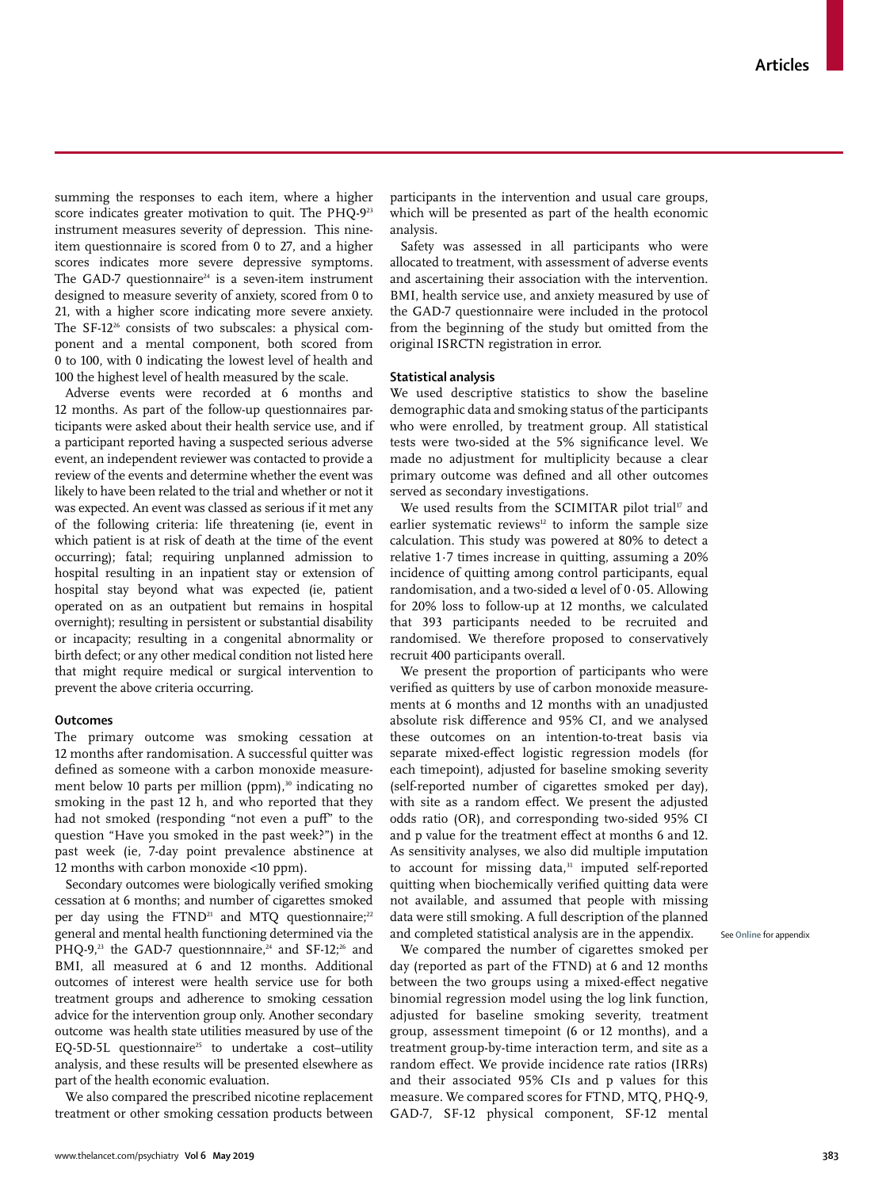summing the responses to each item, where a higher score indicates greater motivation to quit. The PHQ-9[23] instrument measures severity of depression. This nine-item questionnaire is scored from 0 to 27, and a higher scores indicates more severe depressive symptoms. The GAD-7 questionnaire[24] is a seven-item instrument designed to measure severity of anxiety, scored from 0 to 21, with a higher score indicating more severe anxiety. The SF-12[26] consists of two subscales: a physical component and a mental component, both scored from 0 to 100, with 0 indicating the lowest level of health and 100 the highest level of health measured by the scale.

Adverse events were recorded at 6 months and 12 months. As part of the follow-up questionnaires participants were asked about their health service use, and if a participant reported having a suspected serious adverse event, an independent reviewer was contacted to provide a review of the events and determine whether the event was likely to have been related to the trial and whether or not it was expected. An event was classed as serious if it met any of the following criteria: life threatening (ie, event in which patient is at risk of death at the time of the event occurring); fatal; requiring unplanned admission to hospital resulting in an inpatient stay or extension of hospital stay beyond what was expected (ie, patient operated on as an outpatient but remains in hospital overnight); resulting in persistent or substantial disability or incapacity; resulting in a congenital abnormality or birth defect; or any other medical condition not listed here that might require medical or surgical intervention to prevent the above criteria occurring.

### Outcomes

The primary outcome was smoking cessation at 12 months after randomisation. A successful quitter was defined as someone with a carbon monoxide measurement below 10 parts per million (ppm),[30] indicating no smoking in the past 12 h, and who reported that they had not smoked (responding "not even a puff" to the question "Have you smoked in the past week?") in the past week (ie, 7-day point prevalence abstinence at 12 months with carbon monoxide <10 ppm).

Secondary outcomes were biologically verified smoking cessation at 6 months; and number of cigarettes smoked per day using the FTND[21] and MTQ questionnaire;[22] general and mental health functioning determined via the PHQ-9,[23] the GAD-7 questionnnaire,[24] and SF-12;[26] and BMI, all measured at 6 and 12 months. Additional outcomes of interest were health service use for both treatment groups and adherence to smoking cessation advice for the intervention group only. Another secondary outcome was health state utilities measured by use of the EQ-5D-5L questionnaire[25] to undertake a cost–utility analysis, and these results will be presented elsewhere as part of the health economic evaluation.

We also compared the prescribed nicotine replacement treatment or other smoking cessation products between participants in the intervention and usual care groups, which will be presented as part of the health economic analysis.

Safety was assessed in all participants who were allocated to treatment, with assessment of adverse events and ascertaining their association with the intervention. BMI, health service use, and anxiety measured by use of the GAD-7 questionnaire were included in the protocol from the beginning of the study but omitted from the original ISRCTN registration in error.

### Statistical analysis

We used descriptive statistics to show the baseline demographic data and smoking status of the participants who were enrolled, by treatment group. All statistical tests were two-sided at the 5% significance level. We made no adjustment for multiplicity because a clear primary outcome was defined and all other outcomes served as secondary investigations.

We used results from the SCIMITAR pilot trial[17] and earlier systematic reviews[12] to inform the sample size calculation. This study was powered at 80% to detect a relative 1·7 times increase in quitting, assuming a 20% incidence of quitting among control participants, equal randomisation, and a two-sided α level of 0·05. Allowing for 20% loss to follow-up at 12 months, we calculated that 393 participants needed to be recruited and randomised. We therefore proposed to conservatively recruit 400 participants overall.

We present the proportion of participants who were verified as quitters by use of carbon monoxide measurements at 6 months and 12 months with an unadjusted absolute risk difference and 95% CI, and we analysed these outcomes on an intention-to-treat basis via separate mixed-effect logistic regression models (for each timepoint), adjusted for baseline smoking severity (self-reported number of cigarettes smoked per day), with site as a random effect. We present the adjusted odds ratio (OR), and corresponding two-sided 95% CI and p value for the treatment effect at months 6 and 12. As sensitivity analyses, we also did multiple imputation to account for missing data,[31] imputed self-reported quitting when biochemically verified quitting data were not available, and assumed that people with missing data were still smoking. A full description of the planned and completed statistical analysis are in the appendix.

See Online for appendix

We compared the number of cigarettes smoked per day (reported as part of the FTND) at 6 and 12 months between the two groups using a mixed-effect negative binomial regression model using the log link function, adjusted for baseline smoking severity, treatment group, assessment timepoint (6 or 12 months), and a treatment group-by-time interaction term, and site as a random effect. We provide incidence rate ratios (IRRs) and their associated 95% CIs and p values for this measure. We compared scores for FTND, MTQ, PHQ-9, GAD-7, SF-12 physical component, SF-12 mental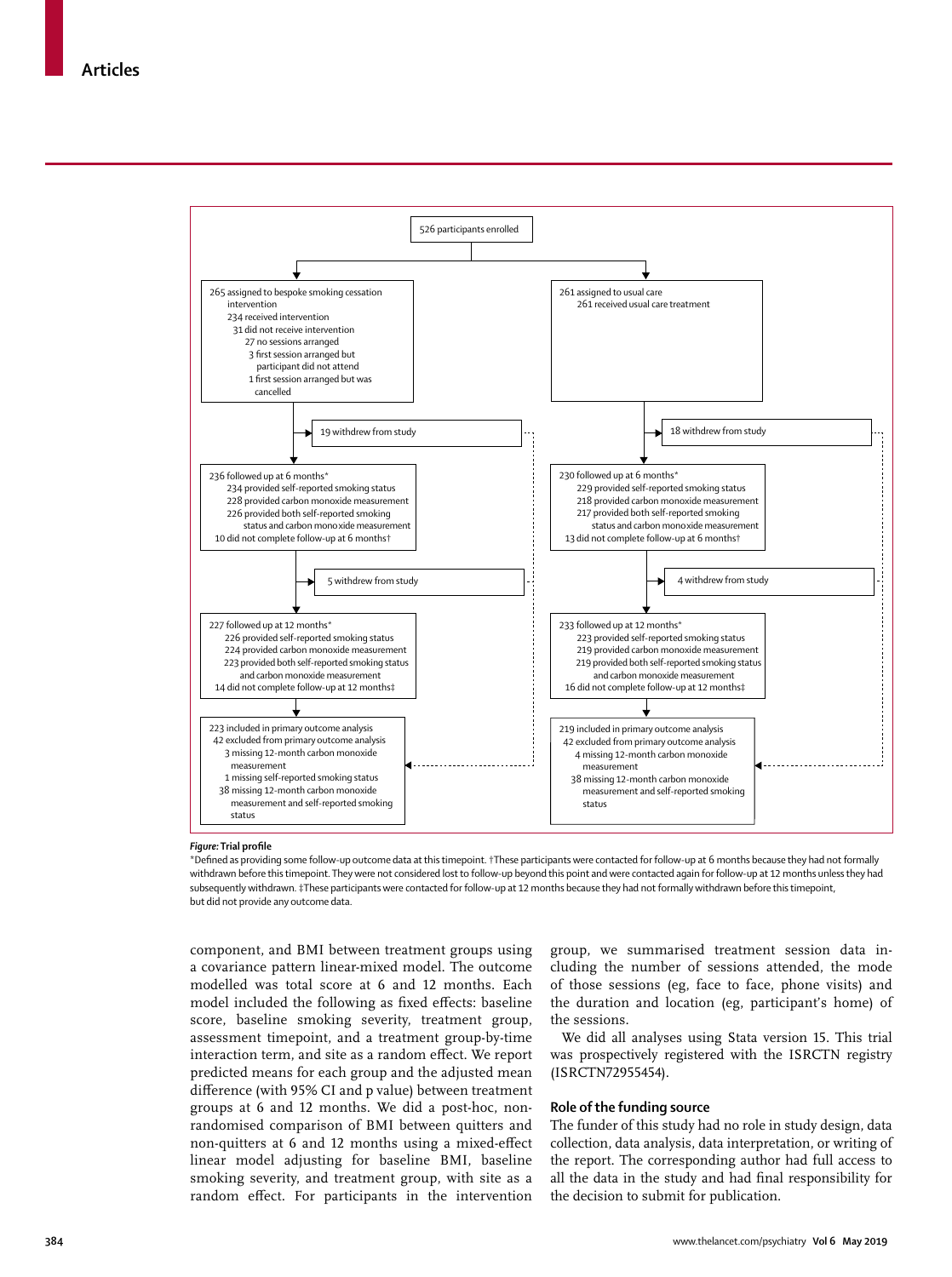526 participants enrolled

**Intervention arm:**

265 assigned to bespoke smoking cessation intervention
- 234 received intervention
- 31 did not receive intervention
  - 27 no sessions arranged
  - 3 first session arranged but participant did not attend
  - 1 first session arranged but was cancelled

19 withdrew from study

236 followed up at 6 months*
- 234 provided self-reported smoking status
- 228 provided carbon monoxide measurement
- 226 provided both self-reported smoking status and carbon monoxide measurement
- 10 did not complete follow-up at 6 months†

5 withdrew from study

227 followed up at 12 months*
- 226 provided self-reported smoking status
- 224 provided carbon monoxide measurement
- 223 provided both self-reported smoking status and carbon monoxide measurement
- 14 did not complete follow-up at 12 months‡

223 included in primary outcome analysis
- 42 excluded from primary outcome analysis
  - 3 missing 12-month carbon monoxide measurement
  - 1 missing self-reported smoking status
  - 38 missing 12-month carbon monoxide measurement and self-reported smoking status

**Usual care arm:**

261 assigned to usual care
- 261 received usual care treatment

18 withdrew from study

230 followed up at 6 months*
- 229 provided self-reported smoking status
- 218 provided carbon monoxide measurement
- 217 provided both self-reported smoking status and carbon monoxide measurement
- 13 did not complete follow-up at 6 months†

4 withdrew from study

233 followed up at 12 months*
- 223 provided self-reported smoking status
- 219 provided carbon monoxide measurement
- 219 provided both self-reported smoking status and carbon monoxide measurement
- 16 did not complete follow-up at 12 months‡

219 included in primary outcome analysis
- 42 excluded from primary outcome analysis
  - 4 missing 12-month carbon monoxide measurement
  - 38 missing 12-month carbon monoxide measurement and self-reported smoking status

***Figure:*** **Trial profile**

*Defined as providing some follow-up outcome data at this timepoint. †These participants were contacted for follow-up at 6 months because they had not formally withdrawn before this timepoint. They were not considered lost to follow-up beyond this point and were contacted again for follow-up at 12 months unless they had subsequently withdrawn. ‡These participants were contacted for follow-up at 12 months because they had not formally withdrawn before this timepoint, but did not provide any outcome data.

component, and BMI between treatment groups using a covariance pattern linear-mixed model. The outcome modelled was total score at 6 and 12 months. Each model included the following as fixed effects: baseline score, baseline smoking severity, treatment group, assessment timepoint, and a treatment group-by-time interaction term, and site as a random effect. We report predicted means for each group and the adjusted mean difference (with 95% CI and p value) between treatment groups at 6 and 12 months. We did a post-hoc, non-randomised comparison of BMI between quitters and non-quitters at 6 and 12 months using a mixed-effect linear model adjusting for baseline BMI, baseline smoking severity, and treatment group, with site as a random effect. For participants in the intervention group, we summarised treatment session data including the number of sessions attended, the mode of those sessions (eg, face to face, phone visits) and the duration and location (eg, participant's home) of the sessions.

We did all analyses using Stata version 15. This trial was prospectively registered with the ISRCTN registry (ISRCTN72955454).

## Role of the funding source

The funder of this study had no role in study design, data collection, data analysis, data interpretation, or writing of the report. The corresponding author had full access to all the data in the study and had final responsibility for the decision to submit for publication.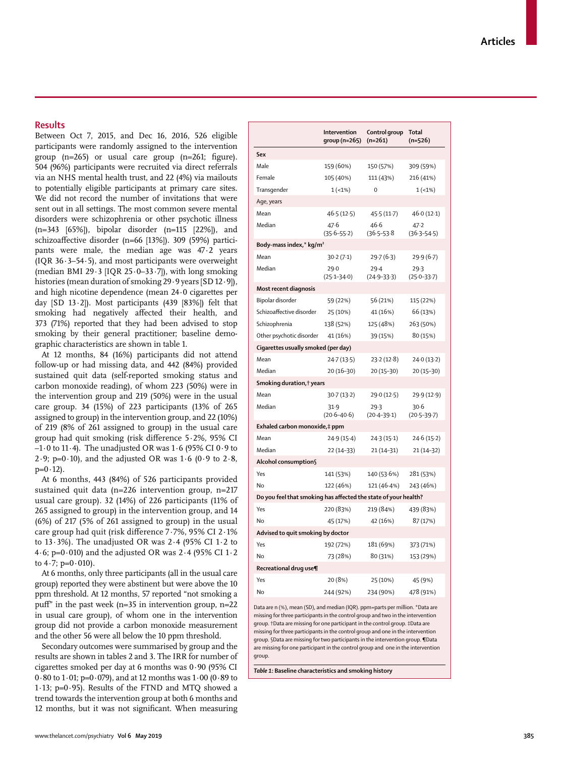## Results

Between Oct 7, 2015, and Dec 16, 2016, 526 eligible participants were randomly assigned to the intervention group (n=265) or usual care group (n=261; figure). 504 (96%) participants were recruited via direct referrals via an NHS mental health trust, and 22 (4%) via mailouts to potentially eligible participants at primary care sites. We did not record the number of invitations that were sent out in all settings. The most common severe mental disorders were schizophrenia or other psychotic illness (n=343 [65%]), bipolar disorder (n=115 [22%]), and schizoaffective disorder (n=66 [13%]). 309 (59%) participants were male, the median age was 47·2 years (IQR 36·3–54·5), and most participants were overweight (median BMI 29·3 [IQR 25·0–33·7]), with long smoking histories (mean duration of smoking 29·9 years [SD 12·9]), and high nicotine dependence (mean 24·0 cigarettes per day [SD 13·2]). Most participants (439 [83%]) felt that smoking had negatively affected their health, and 373 (71%) reported that they had been advised to stop smoking by their general practitioner; baseline demographic characteristics are shown in table 1.

At 12 months, 84 (16%) participants did not attend follow-up or had missing data, and 442 (84%) provided sustained quit data (self-reported smoking status and carbon monoxide reading), of whom 223 (50%) were in the intervention group and 219 (50%) were in the usual care group. 34 (15%) of 223 participants (13% of 265 assigned to group) in the intervention group, and 22 (10%) of 219 (8% of 261 assigned to group) in the usual care group had quit smoking (risk difference 5·2%, 95% CI –1·0 to 11·4). The unadjusted OR was 1·6 (95% CI 0·9 to 2·9; p=0·10), and the adjusted OR was 1·6 (0·9 to 2·8, p=0·12).

At 6 months, 443 (84%) of 526 participants provided sustained quit data (n=226 intervention group, n=217 usual care group). 32 (14%) of 226 participants (11% of 265 assigned to group) in the intervention group, and 14 (6%) of 217 (5% of 261 assigned to group) in the usual care group had quit (risk difference 7·7%, 95% CI 2·1% to 13·3%). The unadjusted OR was 2·4 (95% CI 1·2 to 4·6; p=0·010) and the adjusted OR was 2·4 (95% CI 1·2 to 4·7; p=0·010).

At 6 months, only three participants (all in the usual care group) reported they were abstinent but were above the 10 ppm threshold. At 12 months, 57 reported "not smoking a puff" in the past week (n=35 in intervention group, n=22 in usual care group), of whom one in the intervention group did not provide a carbon monoxide measurement and the other 56 were all below the 10 ppm threshold.

Secondary outcomes were summarised by group and the results are shown in tables 2 and 3. The IRR for number of cigarettes smoked per day at 6 months was 0·90 (95% CI 0·80 to 1·01; p=0·079), and at 12 months was 1·00 (0·89 to 1·13; p=0·95). Results of the FTND and MTQ showed a trend towards the intervention group at both 6 months and 12 months, but it was not significant. When measuring

| | Intervention group (n=265) | Control group (n=261) | Total (n=526) |
|---|---|---|---|
| **Sex** | | | |
| Male | 159 (60%) | 150 (57%) | 309 (59%) |
| Female | 105 (40%) | 111 (43%) | 216 (41%) |
| Transgender | 1 (<1%) | 0 | 1 (<1%) |
| **Age, years** | | | |
| Mean | 46·5 (12·5) | 45·5 (11·7) | 46·0 (12·1) |
| Median | 47·6 (35·6–55·2) | 46·6 (36·5–53·8 | 47·2 (36·3–54·5) |
| **Body-mass index,* kg/m²** | | | |
| Mean | 30·2 (7·1) | 29·7 (6·3) | 29·9 (6·7) |
| Median | 29·0 (25·1–34·0) | 29·4 (24·9–33·3) | 29·3 (25·0–33·7) |
| **Most recent diagnosis** | | | |
| Bipolar disorder | 59 (22%) | 56 (21%) | 115 (22%) |
| Schizoaffective disorder | 25 (10%) | 41 (16%) | 66 (13%) |
| Schizophrenia | 138 (52%) | 125 (48%) | 263 (50%) |
| Other psychotic disorder | 41 (16%) | 39 (15%) | 80 (15%) |
| **Cigarettes usually smoked (per day)** | | | |
| Mean | 24·7 (13·5) | 23·2 (12·8) | 24·0 (13·2) |
| Median | 20 (16–30) | 20 (15–30) | 20 (15–30) |
| **Smoking duration,† years** | | | |
| Mean | 30·7 (13·2) | 29·0 (12·5) | 29·9 (12·9) |
| Median | 31·9 (20·6–40·6) | 29·3 (20·4–39·1) | 30·6 (20·5–39·7) |
| **Exhaled carbon monoxide,‡ ppm** | | | |
| Mean | 24·9 (15·4) | 24·3 (15·1) | 24·6 (15·2) |
| Median | 22 (14–33) | 21 (14–31) | 21 (14–32) |
| **Alcohol consumption§** | | | |
| Yes | 141 (53%) | 140 (53·6%) | 281 (53%) |
| No | 122 (46%) | 121 (46·4%) | 243 (46%) |
| **Do you feel that smoking has affected the state of your health?** | | | |
| Yes | 220 (83%) | 219 (84%) | 439 (83%) |
| No | 45 (17%) | 42 (16%) | 87 (17%) |
| **Advised to quit smoking by doctor** | | | |
| Yes | 192 (72%) | 181 (69%) | 373 (71%) |
| No | 73 (28%) | 80 (31%) | 153 (29%) |
| **Recreational drug use¶** | | | |
| Yes | 20 (8%) | 25 (10%) | 45 (9%) |
| No | 244 (92%) | 234 (90%) | 478 (91%) |

Data are n (%), mean (SD), and median (IQR). ppm=parts per million. *Data are missing for three participants in the control group and two in the intervention group. †Data are missing for one participant in the control group. ‡Data are missing for three participants in the control group and one in the intervention group. §Data are missing for two participants in the intervention group. ¶Data are missing for one participant in the control group and one in the intervention group.

*Table 1:* **Baseline characteristics and smoking history**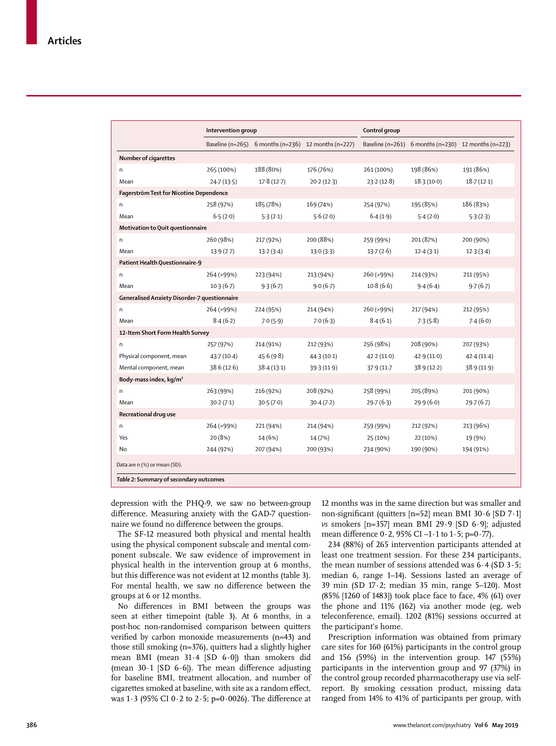| | Intervention group | | | Control group | | |
|---|---|---|---|---|---|---|
| | Baseline (n=265) | 6 months (n=236) | 12 months (n=227) | Baseline (n=261) | 6 months (n=230) | 12 months (n=223) |
| **Number of cigarettes** | | | | | | |
| n | 265 (100%) | 188 (80%) | 176 (76%) | 261 (100%) | 198 (86%) | 191 (86%) |
| Mean | 24·7 (13·5) | 17·8 (12·7) | 20·2 (12·3) | 23·2 (12·8) | 18·3 (10·0) | 18·7 (12·1) |
| **Fagerström Test for Nicotine Dependence** | | | | | | |
| n | 258 (97%) | 185 (78%) | 169 (74%) | 254 (97%) | 195 (85%) | 186 (83%) |
| Mean | 6·5 (2·0) | 5·3 (2·1) | 5·6 (2·0) | 6·4 (1·9) | 5·4 (2·0) | 5·3 (2·3) |
| **Motivation to Quit questionnaire** | | | | | | |
| n | 260 (98%) | 217 (92%) | 200 (88%) | 259 (99%) | 201 (87%) | 200 (90%) |
| Mean | 13·9 (2·7) | 13·2 (3·4) | 13·0 (3·3) | 13·7 (2·6) | 12·4 (3·1) | 12·3 (3·4) |
| **Patient Health Questionnaire-9** | | | | | | |
| n | 264 (>99%) | 223 (94%) | 213 (94%) | 260 (>99%) | 214 (93%) | 211 (95%) |
| Mean | 10·3 (6·7) | 9·3 (6·7) | 9·0 (6·7) | 10·8 (6·6) | 9·4 (6·4) | 9·7 (6·7) |
| **Generalised Anxiety Disorder-7 questionnaire** | | | | | | |
| n | 264 (>99%) | 224 (95%) | 214 (94%) | 260 (>99%) | 217 (94%) | 212 (95%) |
| Mean | 8·4 (6·2) | 7·0 (5·9) | 7·0 (6·3) | 8·4 (6·1) | 7·3 (5·8) | 7·4 (6·0) |
| **12-Item Short Form Health Survey** | | | | | | |
| n | 257 (97%) | 214 (91%) | 212 (93%) | 256 (98%) | 208 (90%) | 207 (93%) |
| Physical component, mean | 43·7 (10·4) | 45·6 (9·8) | 44·3 (10·1) | 42·2 (11·0) | 42·9 (11·0) | 42·4 (11·4) |
| Mental component, mean | 38·6 (12·6) | 38·4 (13·1) | 39·3 (11·9) | 37·9 (11·7 | 38·9 (12·2) | 38·9 (11·9) |
| **Body-mass index, kg/m²** | | | | | | |
| n | 263 (99%) | 216 (92%) | 208 (92%) | 258 (99%) | 205 (89%) | 201 (90%) |
| Mean | 30·2 (7·1) | 30·5 (7·0) | 30·4 (7·2) | 29·7 (6·3) | 29·9 (6·0) | 29·7 (6·7) |
| **Recreational drug use** | | | | | | |
| n | 264 (>99%) | 221 (94%) | 214 (94%) | 259 (99%) | 212 (92%) | 213 (96%) |
| Yes | 20 (8%) | 14 (6%) | 14 (7%) | 25 (10%) | 22 (10%) | 19 (9%) |
| No | 244 (92%) | 207 (94%) | 200 (93%) | 234 (90%) | 190 (90%) | 194 (91%) |

Data are n (%) or mean (SD).

*Table 2:* **Summary of secondary outcomes**

depression with the PHQ-9, we saw no between-group difference. Measuring anxiety with the GAD-7 questionnaire we found no difference between the groups.

The SF-12 measured both physical and mental health using the physical component subscale and mental component subscale. We saw evidence of improvement in physical health in the intervention group at 6 months, but this difference was not evident at 12 months (table 3). For mental health, we saw no difference between the groups at 6 or 12 months.

No differences in BMI between the groups was seen at either timepoint (table 3). At 6 months, in a post-hoc non-randomised comparison between quitters verified by carbon monoxide measurements (n=43) and those still smoking (n=376), quitters had a slightly higher mean BMI (mean 31·4 [SD 6·0]) than smokers did (mean 30·1 [SD 6·6]). The mean difference adjusting for baseline BMI, treatment allocation, and number of cigarettes smoked at baseline, with site as a random effect, was 1·3 (95% CI 0·2 to 2·5; p=0·0026). The difference at 12 months was in the same direction but was smaller and non-significant (quitters [n=52] mean BMI 30·6 [SD 7·1] *vs* smokers [n=357] mean BMI 29·9 [SD 6·9]; adjusted mean difference 0·2, 95% CI –1·1 to 1·5; p=0·77).

234 (88%) of 265 intervention participants attended at least one treatment session. For these 234 participants, the mean number of sessions attended was 6·4 (SD 3·5; median 6, range 1–14). Sessions lasted an average of 39 min (SD 17·2; median 35 min, range 5–120). Most (85% [1260 of 1483]) took place face to face, 4% (61) over the phone and 11% (162) via another mode (eg, web teleconference, email). 1202 (81%) sessions occurred at the participant's home.

Prescription information was obtained from primary care sites for 160 (61%) participants in the control group and 156 (59%) in the intervention group. 147 (55%) participants in the intervention group and 97 (37%) in the control group recorded pharmacotherapy use via self-report. By smoking cessation product, missing data ranged from 14% to 41% of participants per group, with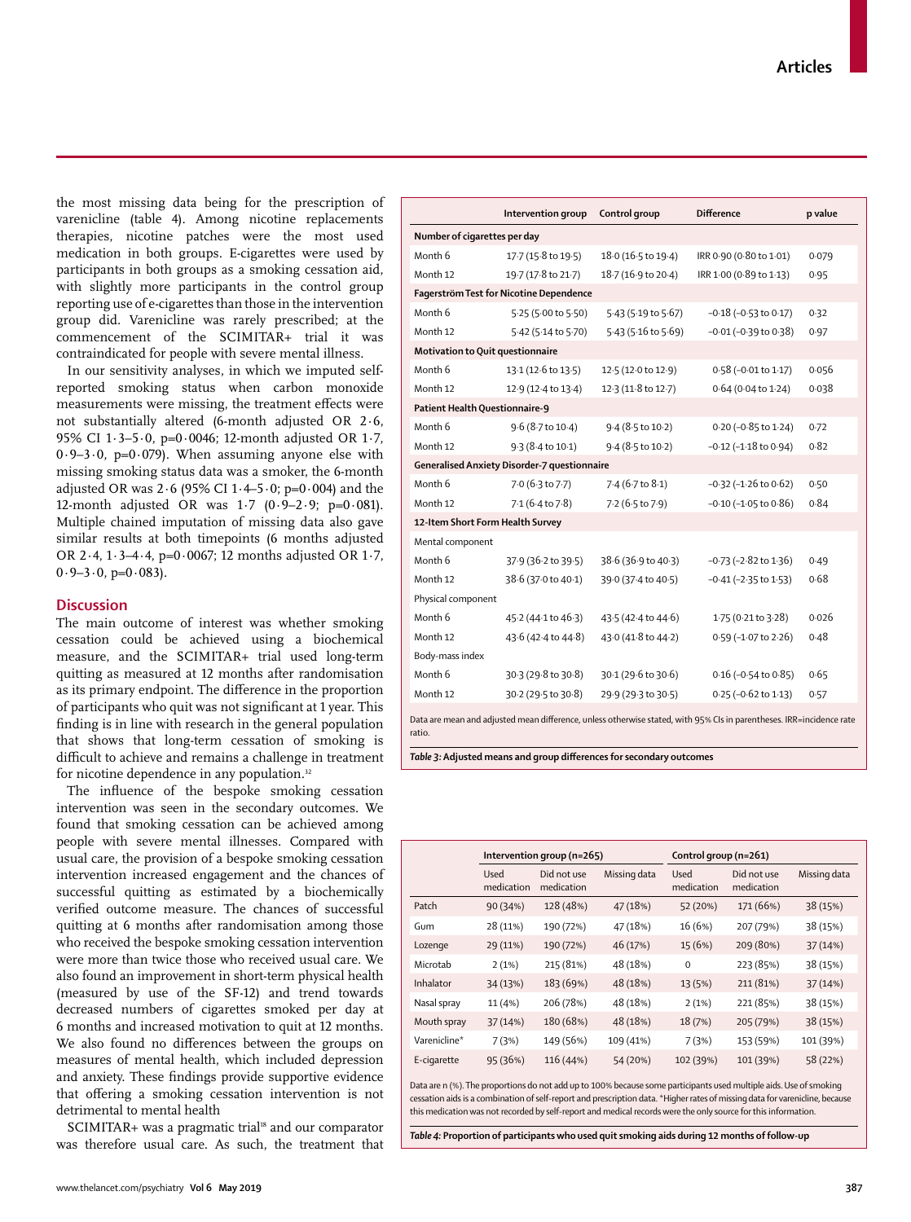the most missing data being for the prescription of varenicline (table 4). Among nicotine replacements therapies, nicotine patches were the most used medication in both groups. E-cigarettes were used by participants in both groups as a smoking cessation aid, with slightly more participants in the control group reporting use of e-cigarettes than those in the intervention group did. Varenicline was rarely prescribed; at the commencement of the SCIMITAR+ trial it was contraindicated for people with severe mental illness.

In our sensitivity analyses, in which we imputed self-reported smoking status when carbon monoxide measurements were missing, the treatment effects were not substantially altered (6-month adjusted OR 2·6, 95% CI 1·3–5·0, p=0·0046; 12-month adjusted OR 1·7, 0·9–3·0, p=0·079). When assuming anyone else with missing smoking status data was a smoker, the 6-month adjusted OR was 2·6 (95% CI 1·4–5·0; p=0·004) and the 12-month adjusted OR was 1·7 (0·9–2·9; p=0·081). Multiple chained imputation of missing data also gave similar results at both timepoints (6 months adjusted OR 2·4, 1·3–4·4, p=0·0067; 12 months adjusted OR 1·7, 0·9–3·0, p=0·083).

## Discussion

The main outcome of interest was whether smoking cessation could be achieved using a biochemical measure, and the SCIMITAR+ trial used long-term quitting as measured at 12 months after randomisation as its primary endpoint. The difference in the proportion of participants who quit was not significant at 1 year. This finding is in line with research in the general population that shows that long-term cessation of smoking is difficult to achieve and remains a challenge in treatment for nicotine dependence in any population.[32]

The influence of the bespoke smoking cessation intervention was seen in the secondary outcomes. We found that smoking cessation can be achieved among people with severe mental illnesses. Compared with usual care, the provision of a bespoke smoking cessation intervention increased engagement and the chances of successful quitting as estimated by a biochemically verified outcome measure. The chances of successful quitting at 6 months after randomisation among those who received the bespoke smoking cessation intervention were more than twice those who received usual care. We also found an improvement in short-term physical health (measured by use of the SF-12) and trend towards decreased numbers of cigarettes smoked per day at 6 months and increased motivation to quit at 12 months. We also found no differences between the groups on measures of mental health, which included depression and anxiety. These findings provide supportive evidence that offering a smoking cessation intervention is not detrimental to mental health

SCIMITAR+ was a pragmatic trial[18] and our comparator was therefore usual care. As such, the treatment that

| | Intervention group | Control group | Difference | p value |
|---|---|---|---|---|
| **Number of cigarettes per day** | | | | |
| Month 6 | 17·7 (15·8 to 19·5) | 18·0 (16·5 to 19·4) | IRR 0·90 (0·80 to 1·01) | 0·079 |
| Month 12 | 19·7 (17·8 to 21·7) | 18·7 (16·9 to 20·4) | IRR 1·00 (0·89 to 1·13) | 0·95 |
| **Fagerström Test for Nicotine Dependence** | | | | |
| Month 6 | 5·25 (5·00 to 5·50) | 5·43 (5·19 to 5·67) | −0·18 (−0·53 to 0·17) | 0·32 |
| Month 12 | 5·42 (5·14 to 5·70) | 5·43 (5·16 to 5·69) | −0·01 (−0·39 to 0·38) | 0·97 |
| **Motivation to Quit questionnaire** | | | | |
| Month 6 | 13·1 (12·6 to 13·5) | 12·5 (12·0 to 12·9) | 0·58 (−0·01 to 1·17) | 0·056 |
| Month 12 | 12·9 (12·4 to 13·4) | 12·3 (11·8 to 12·7) | 0·64 (0·04 to 1·24) | 0·038 |
| **Patient Health Questionnaire-9** | | | | |
| Month 6 | 9·6 (8·7 to 10·4) | 9·4 (8·5 to 10·2) | 0·20 (−0·85 to 1·24) | 0·72 |
| Month 12 | 9·3 (8·4 to 10·1) | 9·4 (8·5 to 10·2) | −0·12 (−1·18 to 0·94) | 0·82 |
| **Generalised Anxiety Disorder-7 questionnaire** | | | | |
| Month 6 | 7·0 (6·3 to 7·7) | 7·4 (6·7 to 8·1) | −0·32 (−1·26 to 0·62) | 0·50 |
| Month 12 | 7·1 (6·4 to 7·8) | 7·2 (6·5 to 7·9) | −0·10 (−1·05 to 0·86) | 0·84 |
| **12-Item Short Form Health Survey** | | | | |
| Mental component | | | | |
| Month 6 | 37·9 (36·2 to 39·5) | 38·6 (36·9 to 40·3) | −0·73 (−2·82 to 1·36) | 0·49 |
| Month 12 | 38·6 (37·0 to 40·1) | 39·0 (37·4 to 40·5) | −0·41 (−2·35 to 1·53) | 0·68 |
| Physical component | | | | |
| Month 6 | 45·2 (44·1 to 46·3) | 43·5 (42·4 to 44·6) | 1·75 (0·21 to 3·28) | 0·026 |
| Month 12 | 43·6 (42·4 to 44·8) | 43·0 (41·8 to 44·2) | 0·59 (−1·07 to 2·26) | 0·48 |
| Body-mass index | | | | |
| Month 6 | 30·3 (29·8 to 30·8) | 30·1 (29·6 to 30·6) | 0·16 (−0·54 to 0·85) | 0·65 |
| Month 12 | 30·2 (29·5 to 30·8) | 29·9 (29·3 to 30·5) | 0·25 (−0·62 to 1·13) | 0·57 |

Data are mean and adjusted mean difference, unless otherwise stated, with 95% CIs in parentheses. IRR=incidence rate ratio.

***Table 3:* Adjusted means and group differences for secondary outcomes**

| | Intervention group (n=265) | | | Control group (n=261) | | |
|---|---|---|---|---|---|---|
| | Used medication | Did not use medication | Missing data | Used medication | Did not use medication | Missing data |
| Patch | 90 (34%) | 128 (48%) | 47 (18%) | 52 (20%) | 171 (66%) | 38 (15%) |
| Gum | 28 (11%) | 190 (72%) | 47 (18%) | 16 (6%) | 207 (79%) | 38 (15%) |
| Lozenge | 29 (11%) | 190 (72%) | 46 (17%) | 15 (6%) | 209 (80%) | 37 (14%) |
| Microtab | 2 (1%) | 215 (81%) | 48 (18%) | 0 | 223 (85%) | 38 (15%) |
| Inhalator | 34 (13%) | 183 (69%) | 48 (18%) | 13 (5%) | 211 (81%) | 37 (14%) |
| Nasal spray | 11 (4%) | 206 (78%) | 48 (18%) | 2 (1%) | 221 (85%) | 38 (15%) |
| Mouth spray | 37 (14%) | 180 (68%) | 48 (18%) | 18 (7%) | 205 (79%) | 38 (15%) |
| Varenicline* | 7 (3%) | 149 (56%) | 109 (41%) | 7 (3%) | 153 (59%) | 101 (39%) |
| E-cigarette | 95 (36%) | 116 (44%) | 54 (20%) | 102 (39%) | 101 (39%) | 58 (22%) |

Data are n (%). The proportions do not add up to 100% because some participants used multiple aids. Use of smoking cessation aids is a combination of self-report and prescription data. *Higher rates of missing data for varenicline, because this medication was not recorded by self-report and medical records were the only source for this information.

***Table 4:* Proportion of participants who used quit smoking aids during 12 months of follow-up**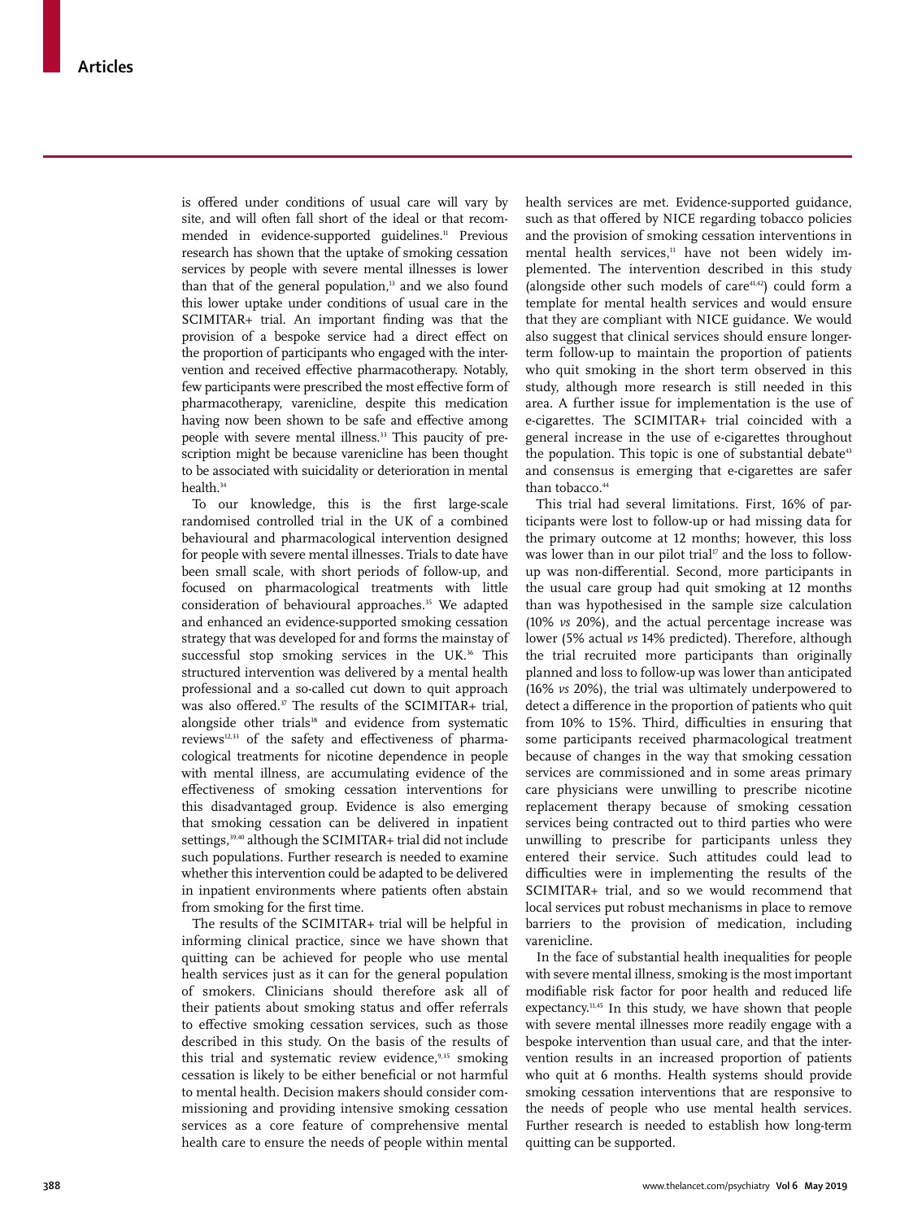is offered under conditions of usual care will vary by site, and will often fall short of the ideal or that recommended in evidence-supported guidelines.[11] Previous research has shown that the uptake of smoking cessation services by people with severe mental illnesses is lower than that of the general population,[13] and we also found this lower uptake under conditions of usual care in the SCIMITAR+ trial. An important finding was that the provision of a bespoke service had a direct effect on the proportion of participants who engaged with the intervention and received effective pharmacotherapy. Notably, few participants were prescribed the most effective form of pharmacotherapy, varenicline, despite this medication having now been shown to be safe and effective among people with severe mental illness.[33] This paucity of prescription might be because varenicline has been thought to be associated with suicidality or deterioration in mental health.[34]

To our knowledge, this is the first large-scale randomised controlled trial in the UK of a combined behavioural and pharmacological intervention designed for people with severe mental illnesses. Trials to date have been small scale, with short periods of follow-up, and focused on pharmacological treatments with little consideration of behavioural approaches.[35] We adapted and enhanced an evidence-supported smoking cessation strategy that was developed for and forms the mainstay of successful stop smoking services in the UK.[36] This structured intervention was delivered by a mental health professional and a so-called cut down to quit approach was also offered.[37] The results of the SCIMITAR+ trial, alongside other trials[38] and evidence from systematic reviews[12,33] of the safety and effectiveness of pharmacological treatments for nicotine dependence in people with mental illness, are accumulating evidence of the effectiveness of smoking cessation interventions for this disadvantaged group. Evidence is also emerging that smoking cessation can be delivered in inpatient settings,[39,40] although the SCIMITAR+ trial did not include such populations. Further research is needed to examine whether this intervention could be adapted to be delivered in inpatient environments where patients often abstain from smoking for the first time.

The results of the SCIMITAR+ trial will be helpful in informing clinical practice, since we have shown that quitting can be achieved for people who use mental health services just as it can for the general population of smokers. Clinicians should therefore ask all of their patients about smoking status and offer referrals to effective smoking cessation services, such as those described in this study. On the basis of the results of this trial and systematic review evidence,[9,35] smoking cessation is likely to be either beneficial or not harmful to mental health. Decision makers should consider commissioning and providing intensive smoking cessation services as a core feature of comprehensive mental health care to ensure the needs of people within mental health services are met. Evidence-supported guidance, such as that offered by NICE regarding tobacco policies and the provision of smoking cessation interventions in mental health services,[11] have not been widely implemented. The intervention described in this study (alongside other such models of care[41,42]) could form a template for mental health services and would ensure that they are compliant with NICE guidance. We would also suggest that clinical services should ensure longer-term follow-up to maintain the proportion of patients who quit smoking in the short term observed in this study, although more research is still needed in this area. A further issue for implementation is the use of e-cigarettes. The SCIMITAR+ trial coincided with a general increase in the use of e-cigarettes throughout the population. This topic is one of substantial debate[43] and consensus is emerging that e-cigarettes are safer than tobacco.[44]

This trial had several limitations. First, 16% of participants were lost to follow-up or had missing data for the primary outcome at 12 months; however, this loss was lower than in our pilot trial[17] and the loss to follow-up was non-differential. Second, more participants in the usual care group had quit smoking at 12 months than was hypothesised in the sample size calculation (10% *vs* 20%), and the actual percentage increase was lower (5% actual *vs* 14% predicted). Therefore, although the trial recruited more participants than originally planned and loss to follow-up was lower than anticipated (16% *vs* 20%), the trial was ultimately underpowered to detect a difference in the proportion of patients who quit from 10% to 15%. Third, difficulties in ensuring that some participants received pharmacological treatment because of changes in the way that smoking cessation services are commissioned and in some areas primary care physicians were unwilling to prescribe nicotine replacement therapy because of smoking cessation services being contracted out to third parties who were unwilling to prescribe for participants unless they entered their service. Such attitudes could lead to difficulties in implementing the results of the SCIMITAR+ trial, and so we would recommend that local services put robust mechanisms in place to remove barriers to the provision of medication, including varenicline.

In the face of substantial health inequalities for people with severe mental illness, smoking is the most important modifiable risk factor for poor health and reduced life expectancy.[11,45] In this study, we have shown that people with severe mental illnesses more readily engage with a bespoke intervention than usual care, and that the intervention results in an increased proportion of patients who quit at 6 months. Health systems should provide smoking cessation interventions that are responsive to the needs of people who use mental health services. Further research is needed to establish how long-term quitting can be supported.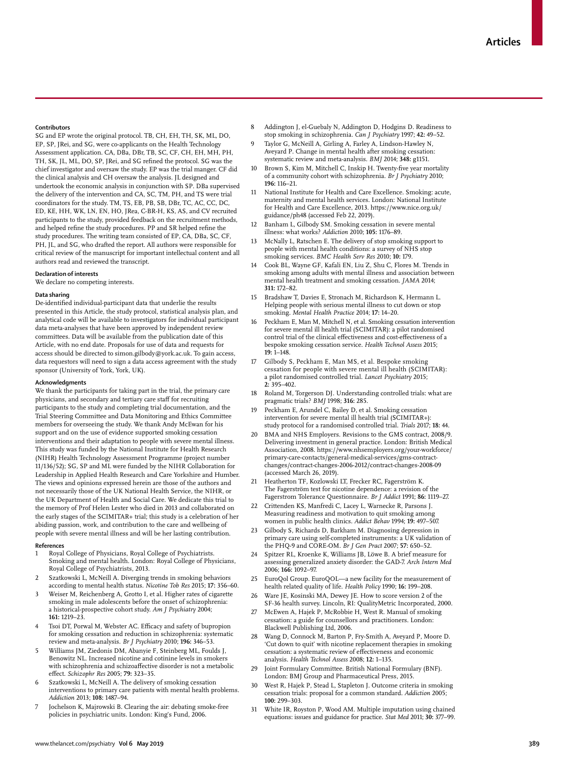### Contributors

SG and EP wrote the original protocol. TB, CH, EH, TH, SK, ML, DO, EP, SP, JRei, and SG, were co-applicants on the Health Technology Assessment application. CA, DBa, DBr, TB, SC, CF, CH, EH, MH, PH, TH, SK, JL, ML, DO, SP, JRei, and SG refined the protocol. SG was the chief investigator and oversaw the study. EP was the trial manger. CF did the clinical analysis and CH oversaw the analysis. JL designed and undertook the economic analysis in conjunction with SP. DBa supervised the delivery of the intervention and CA, SC, TM, PH, and TS were trial coordinators for the study. TM, TS, EB, PB, SB, DBr, TC, AC, CC, DC, ED, KE, HH, WK, LN, EN, HO, JRea, C-BR-H, KS, AS, and CV recruited participants to the study, provided feedback on the recruitment methods, and helped refine the study procedures. PP and SR helped refine the study procedures. The writing team consisted of EP, CA, DBa, SC, CF, PH, JL, and SG, who drafted the report. All authors were responsible for critical review of the manuscript for important intellectual content and all authors read and reviewed the transcript.

### Declaration of interests

We declare no competing interests.

### Data sharing

De-identified individual-participant data that underlie the results presented in this Article, the study protocol, statistical analysis plan, and analytical code will be available to investigators for individual participant data meta-analyses that have been approved by independent review committees. Data will be available from the publication date of this Article, with no end date. Proposals for use of data and requests for access should be directed to simon.gilbody@york.ac.uk. To gain access, data requestors will need to sign a data access agreement with the study sponsor (University of York, York, UK).

### Acknowledgments

We thank the participants for taking part in the trial, the primary care physicians, and secondary and tertiary care staff for recruiting participants to the study and completing trial documentation, and the Trial Steering Committee and Data Monitoring and Ethics Committee members for overseeing the study. We thank Andy McEwan for his support and on the use of evidence supported smoking cessation interventions and their adaptation to people with severe mental illness. This study was funded by the National Institute for Health Research (NIHR) Health Technology Assessment Programme (project number 11/136/52); SG, SP and ML were funded by the NIHR Collaboration for Leadership in Applied Health Research and Care Yorkshire and Humber. The views and opinions expressed herein are those of the authors and not necessarily those of the UK National Health Service, the NIHR, or the UK Department of Health and Social Care. We dedicate this trial to the memory of Prof Helen Lester who died in 2013 and collaborated on the early stages of the SCIMITAR+ trial; this study is a celebration of her abiding passion, work, and contribution to the care and wellbeing of people with severe mental illness and will be her lasting contribution.

### References

1. Royal College of Physicians, Royal College of Psychiatrists. Smoking and mental health. London: Royal College of Physicians, Royal College of Psychiatrists, 2013.
2. Szatkowski L, McNeill A. Diverging trends in smoking behaviors according to mental health status. *Nicotine Tob Res* 2015; **17:** 356–60.
3. Weiser M, Reichenberg A, Grotto I, et al. Higher rates of cigarette smoking in male adolescents before the onset of schizophrenia: a historical-prospective cohort study. *Am J Psychiatry* 2004; **161:** 1219–23.
4. Tsoi DT, Porwal M, Webster AC. Efficacy and safety of bupropion for smoking cessation and reduction in schizophrenia: systematic review and meta-analysis. *Br J Psychiatry* 2010; **196:** 346–53.
5. Williams JM, Ziedonis DM, Abanyie F, Steinberg ML, Foulds J, Benowitz NL. Increased nicotine and cotinine levels in smokers with schizophrenia and schizoaffective disorder is not a metabolic effect. *Schizophr Res* 2005; **79:** 323–35.
6. Szatkowski L, McNeill A. The delivery of smoking cessation interventions to primary care patients with mental health problems. *Addiction* 2013; **108:** 1487–94.
7. Jochelson K, Majrowski B. Clearing the air: debating smoke-free policies in psychiatric units. London: King's Fund, 2006.
8. Addington J, el-Guebaly N, Addington D, Hodgins D. Readiness to stop smoking in schizophrenia. *Can J Psychiatry* 1997; **42:** 49–52.
9. Taylor G, McNeill A, Girling A, Farley A, Lindson-Hawley N, Aveyard P. Change in mental health after smoking cessation: systematic review and meta-analysis. *BMJ* 2014; **348:** g1151.
10. Brown S, Kim M, Mitchell C, Inskip H. Twenty-five year mortality of a community cohort with schizophrenia. *Br J Psychiatry* 2010; **196:** 116–21.
11. National Institute for Health and Care Excellence. Smoking: acute, maternity and mental health services. London: National Institute for Health and Care Excellence, 2013. https://www.nice.org.uk/guidance/ph48 (accessed Feb 22, 2019).
12. Banham L, Gilbody SM. Smoking cessation in severe mental illness: what works? *Addiction* 2010; **105:** 1176–89.
13. McNally L, Ratschen E. The delivery of stop smoking support to people with mental health conditions: a survey of NHS stop smoking services. *BMC Health Serv Res* 2010; **10:** 179.
14. Cook BL, Wayne GF, Kafali EN, Liu Z, Shu C, Flores M. Trends in smoking among adults with mental illness and association between mental health treatment and smoking cessation. *JAMA* 2014; **311:** 172–82.
15. Bradshaw T, Davies E, Stronach M, Richardson K, Hermann L. Helping people with serious mental illness to cut down or stop smoking. *Mental Health Practice* 2014; **17:** 14–20.
16. Peckham E, Man M, Mitchell N, et al. Smoking cessation intervention for severe mental ill health trial (SCIMITAR): a pilot randomised control trial of the clinical effectiveness and cost-effectiveness of a bespoke smoking cessation service. *Health Technol Assess* 2015; **19:** 1–148.
17. Gilbody S, Peckham E, Man MS, et al. Bespoke smoking cessation for people with severe mental ill health (SCIMITAR): a pilot randomised controlled trial. *Lancet Psychiatry* 2015; **2:** 395–402.
18. Roland M, Torgerson DJ. Understanding controlled trials: what are pragmatic trials? *BMJ* 1998; **316:** 285.
19. Peckham E, Arundel C, Bailey D, et al. Smoking cessation intervention for severe mental ill health trial (SCIMITAR+): study protocol for a randomised controlled trial. *Trials* 2017; **18:** 44.
20. BMA and NHS Employers. Revisions to the GMS contract, 2008/9. Delivering investment in general practice. London: British Medical Association, 2008. https://www.nhsemployers.org/your-workforce/primary-care-contacts/general-medical-services/gms-contract-changes/contract-changes-2006-2012/contract-changes-2008-09 (accessed March 26, 2019).
21. Heatherton TF, Kozlowski LT, Frecker RC, Fagerström K. The Fagerström test for nicotine dependence: a revision of the Fagerstrom Tolerance Questionnaire. *Br J Addict* 1991; **86:** 1119–27.
22. Crittenden KS, Manfredi C, Lacey L, Warnecke R, Parsons J. Measuring readiness and motivation to quit smoking among women in public health clinics. *Addict Behav* 1994; **19:** 497–507.
23. Gilbody S, Richards D, Barkham M. Diagnosing depression in primary care using self-completed instruments: a UK validation of the PHQ-9 and CORE-OM. *Br J Gen Pract* 2007; **57:** 650–52.
24. Spitzer RL, Kroenke K, Williams JB, Löwe B. A brief measure for assessing generalized anxiety disorder: the GAD-7. *Arch Intern Med* 2006; **166:** 1092–97.
25. EuroQol Group. EuroQOL—a new facility for the measurement of health related quality of life. *Health Policy* 1990; **16:** 199–208.
26. Ware JE, Kosinski MA, Dewey JE. How to score version 2 of the SF-36 health survey. Lincoln, RI: QualityMetric Incorporated, 2000.
27. McEwen A, Hajek P, McRobbie H, West R. Manual of smoking cessation: a guide for counsellors and practitioners. London: Blackwell Publishing Ltd, 2006.
28. Wang D, Connock M, Barton P, Fry-Smith A, Aveyard P, Moore D. 'Cut down to quit' with nicotine replacement therapies in smoking cessation: a systematic review of effectiveness and economic analysis. *Health Technol Assess* 2008; **12:** 1–135.
29. Joint Formulary Committee. British National Formulary (BNF). London: BMJ Group and Pharmaceutical Press, 2015.
30. West R, Hajek P, Stead L, Stapleton J. Outcome criteria in smoking cessation trials: proposal for a common standard. *Addiction* 2005; **100:** 299–303.
31. White IR, Royston P, Wood AM. Multiple imputation using chained equations: issues and guidance for practice. *Stat Med* 2011; **30:** 377–99.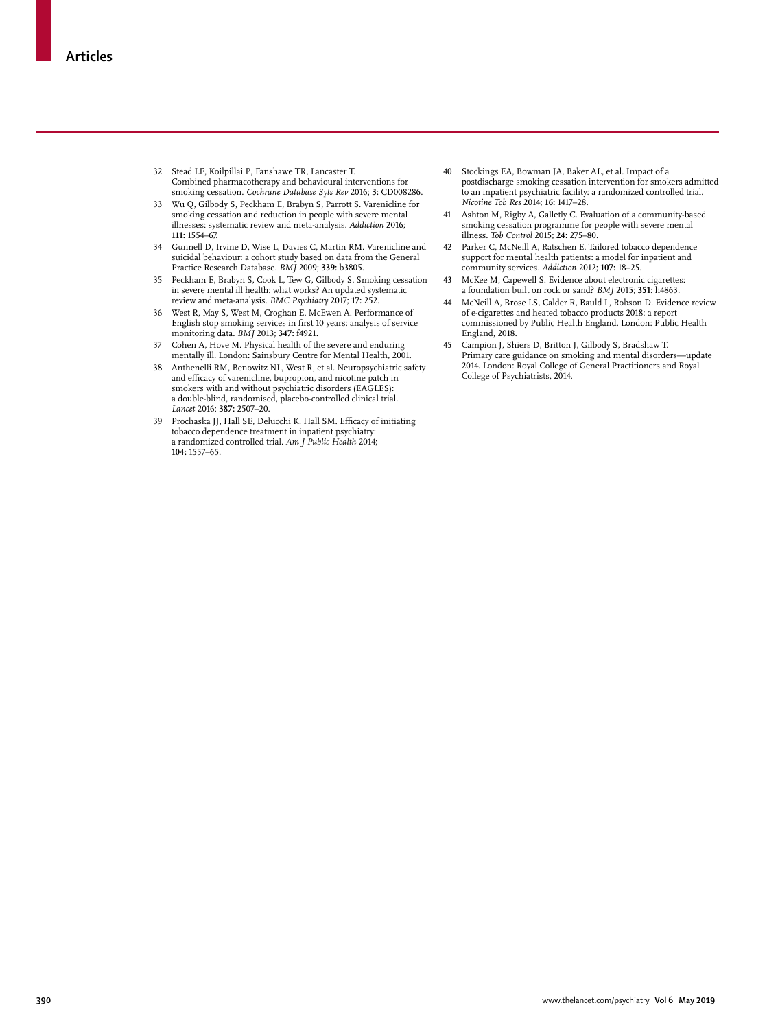32 Stead LF, Koilpillai P, Fanshawe TR, Lancaster T. Combined pharmacotherapy and behavioural interventions for smoking cessation. *Cochrane Database Syts Rev* 2016; **3:** CD008286.

33 Wu Q, Gilbody S, Peckham E, Brabyn S, Parrott S. Varenicline for smoking cessation and reduction in people with severe mental illnesses: systematic review and meta-analysis. *Addiction* 2016; **111:** 1554–67.

34 Gunnell D, Irvine D, Wise L, Davies C, Martin RM. Varenicline and suicidal behaviour: a cohort study based on data from the General Practice Research Database. *BMJ* 2009; **339:** b3805.

35 Peckham E, Brabyn S, Cook L, Tew G, Gilbody S. Smoking cessation in severe mental ill health: what works? An updated systematic review and meta-analysis. *BMC Psychiatry* 2017; **17:** 252.

36 West R, May S, West M, Croghan E, McEwen A. Performance of English stop smoking services in first 10 years: analysis of service monitoring data. *BMJ* 2013; **347:** f4921.

37 Cohen A, Hove M. Physical health of the severe and enduring mentally ill. London: Sainsbury Centre for Mental Health, 2001.

38 Anthenelli RM, Benowitz NL, West R, et al. Neuropsychiatric safety and efficacy of varenicline, bupropion, and nicotine patch in smokers with and without psychiatric disorders (EAGLES): a double-blind, randomised, placebo-controlled clinical trial. *Lancet* 2016; **387:** 2507–20.

39 Prochaska JJ, Hall SE, Delucchi K, Hall SM. Efficacy of initiating tobacco dependence treatment in inpatient psychiatry: a randomized controlled trial. *Am J Public Health* 2014; **104:** 1557–65.

40 Stockings EA, Bowman JA, Baker AL, et al. Impact of a postdischarge smoking cessation intervention for smokers admitted to an inpatient psychiatric facility: a randomized controlled trial. *Nicotine Tob Res* 2014; **16:** 1417–28.

41 Ashton M, Rigby A, Galletly C. Evaluation of a community-based smoking cessation programme for people with severe mental illness. *Tob Control* 2015; **24:** 275–80.

42 Parker C, McNeill A, Ratschen E. Tailored tobacco dependence support for mental health patients: a model for inpatient and community services. *Addiction* 2012; **107:** 18–25.

43 McKee M, Capewell S. Evidence about electronic cigarettes: a foundation built on rock or sand? *BMJ* 2015; **351:** h4863.

44 McNeill A, Brose LS, Calder R, Bauld L, Robson D. Evidence review of e-cigarettes and heated tobacco products 2018: a report commissioned by Public Health England. London: Public Health England, 2018.

45 Campion J, Shiers D, Britton J, Gilbody S, Bradshaw T. Primary care guidance on smoking and mental disorders—update 2014. London: Royal College of General Practitioners and Royal College of Psychiatrists, 2014.